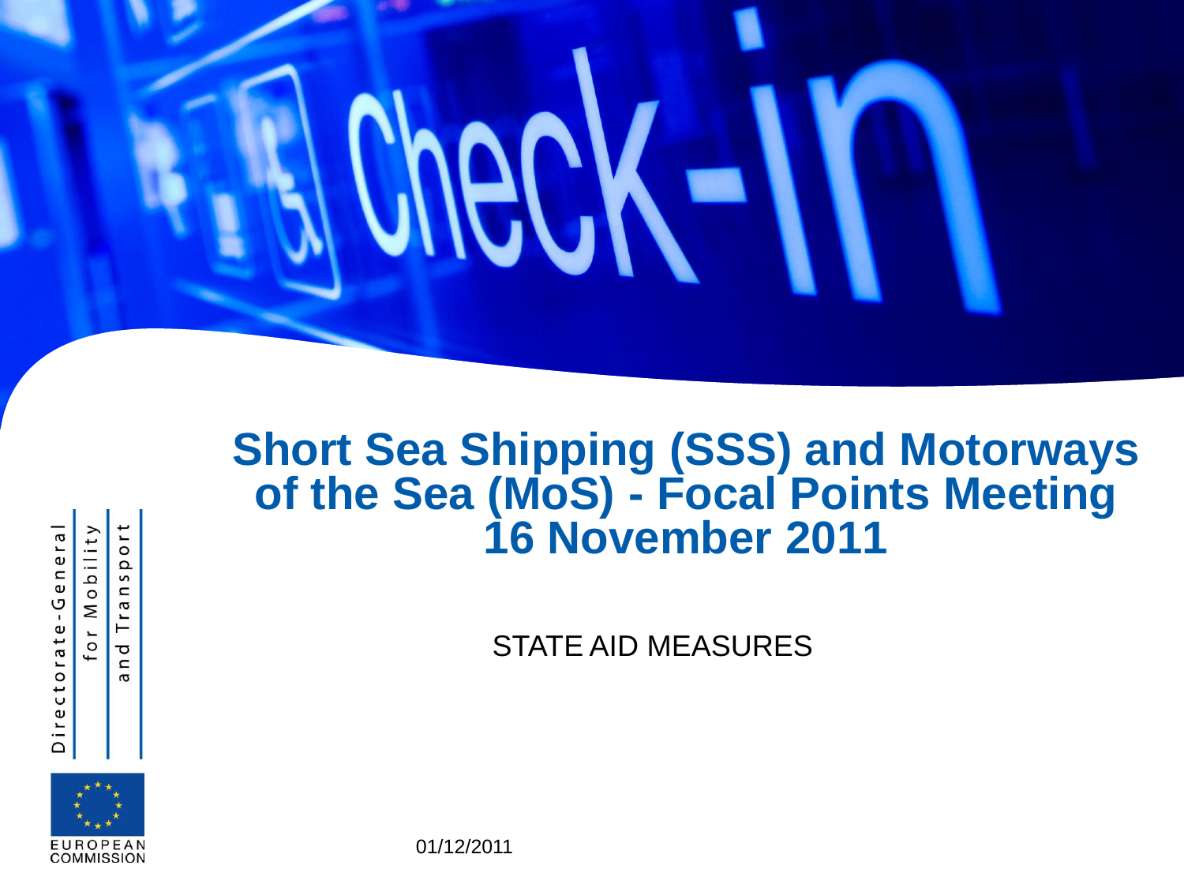# Short Sea Shipping (SSS) and Motorways of the Sea (MoS) - Focal Points Meeting 16 November 2011

STATE AID MEASURES

Directorate-General for Mobility and Transport

EUROPEAN COMMISSION

01/12/2011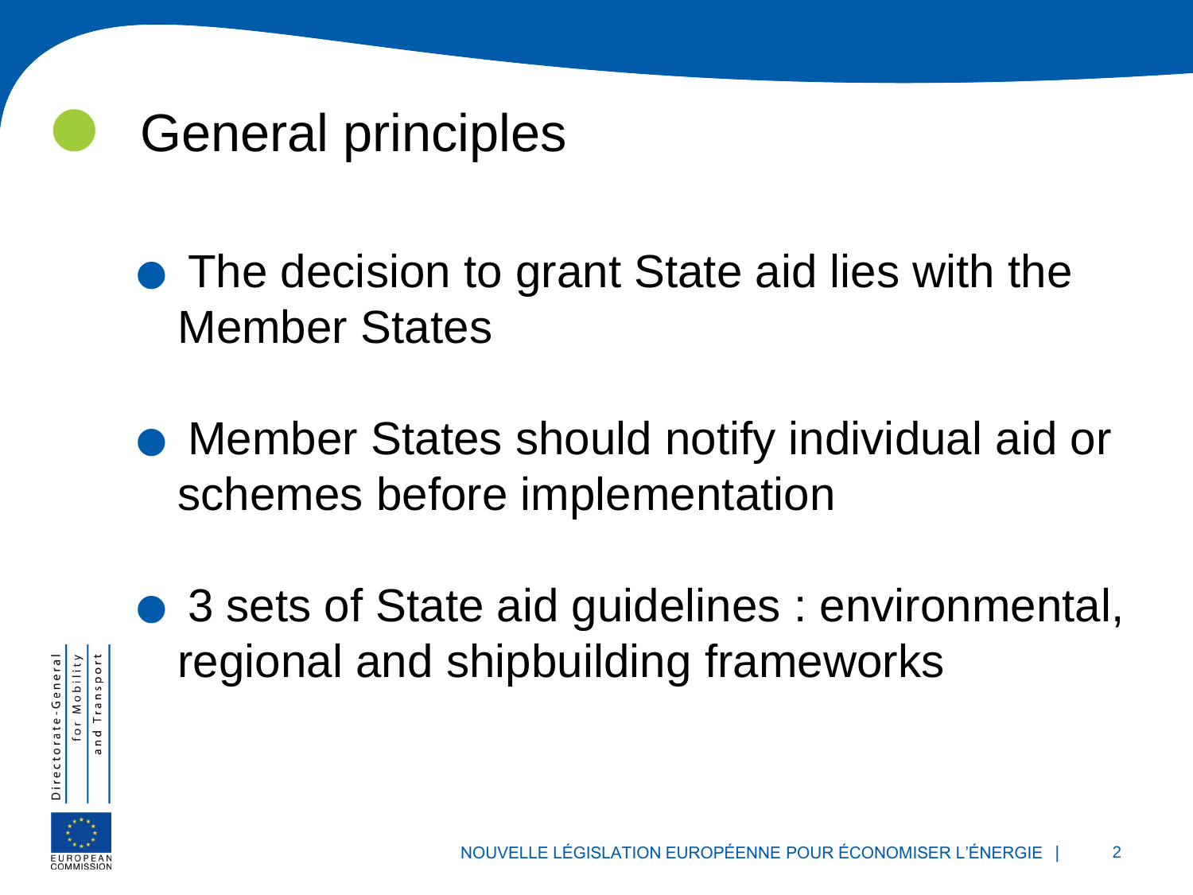# General principles

- The decision to grant State aid lies with the Member States
- Member States should notify individual aid or schemes before implementation
- 3 sets of State aid guidelines : environmental, regional and shipbuilding frameworks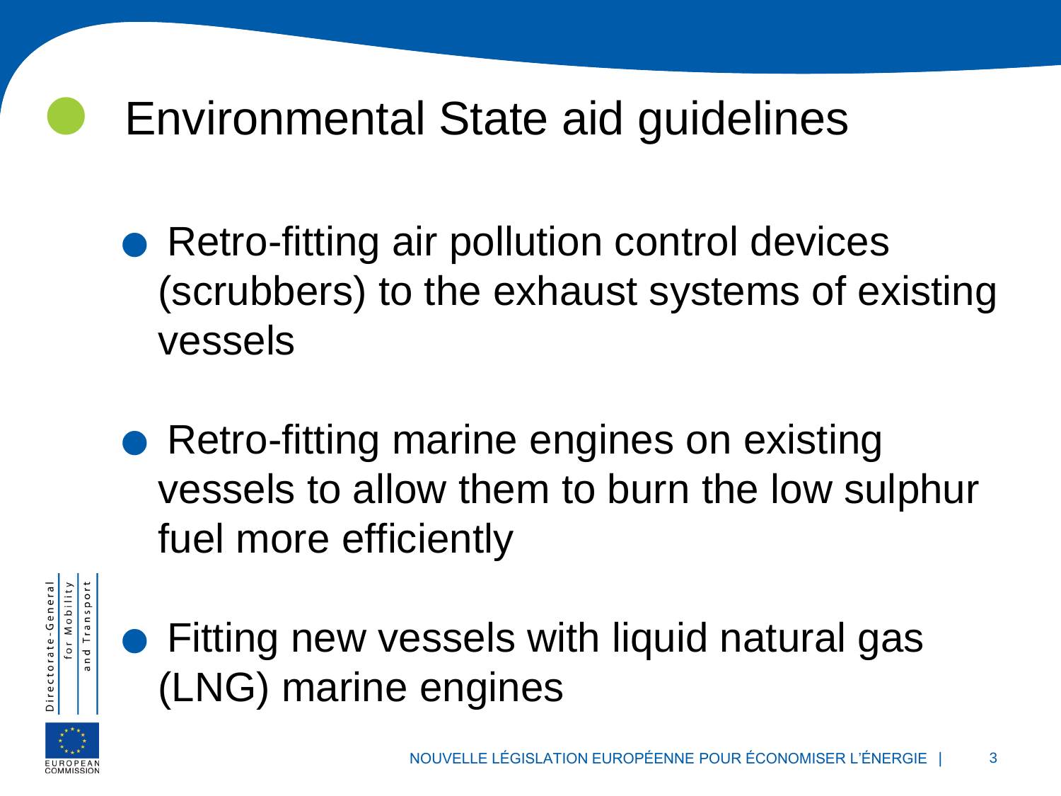# Environmental State aid guidelines

- Retro-fitting air pollution control devices (scrubbers) to the exhaust systems of existing vessels

- Retro-fitting marine engines on existing vessels to allow them to burn the low sulphur fuel more efficiently

- Fitting new vessels with liquid natural gas (LNG) marine engines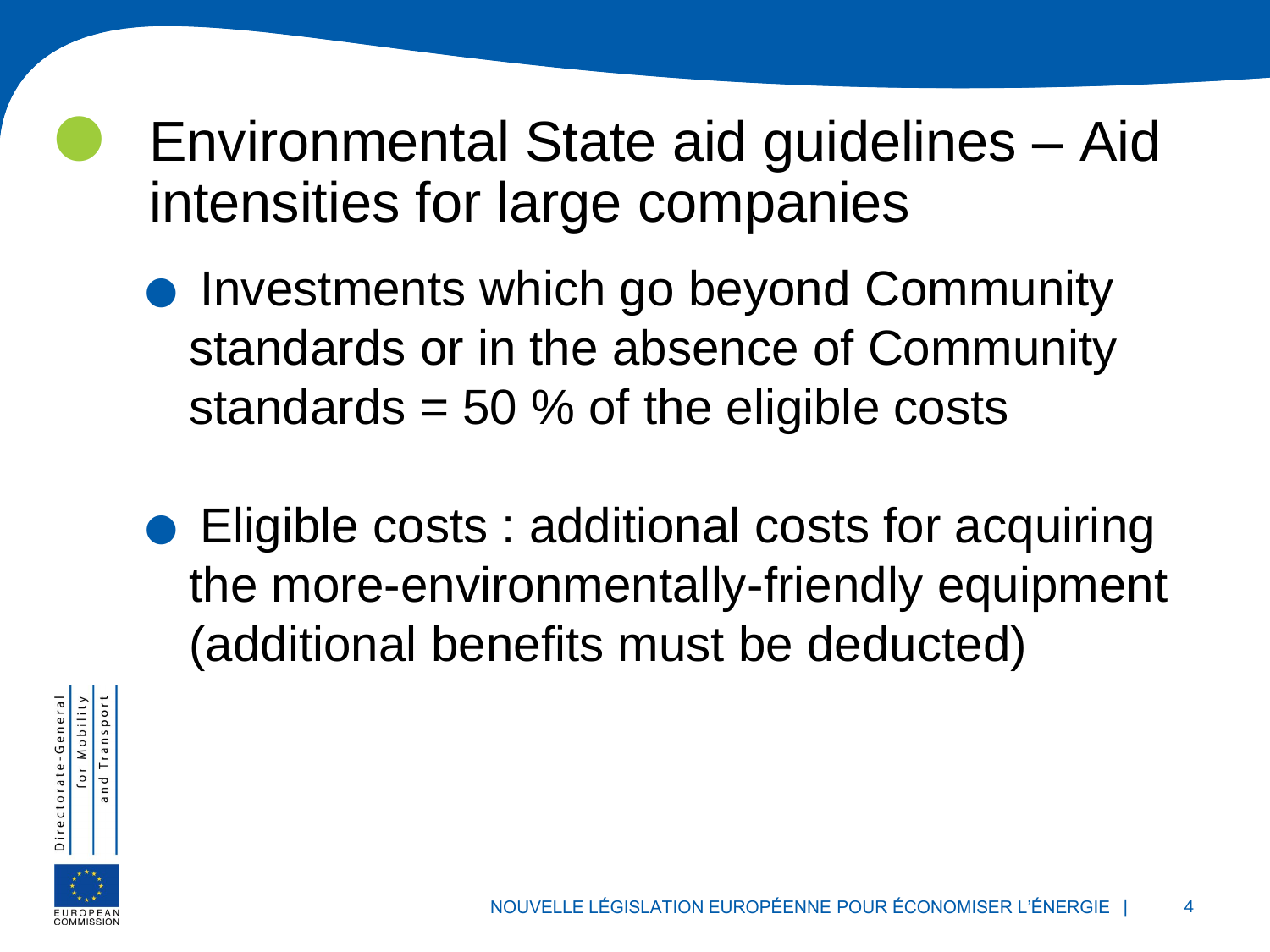# Environmental State aid guidelines – Aid intensities for large companies

- Investments which go beyond Community standards or in the absence of Community standards = 50 % of the eligible costs

- Eligible costs : additional costs for acquiring the more-environmentally-friendly equipment (additional benefits must be deducted)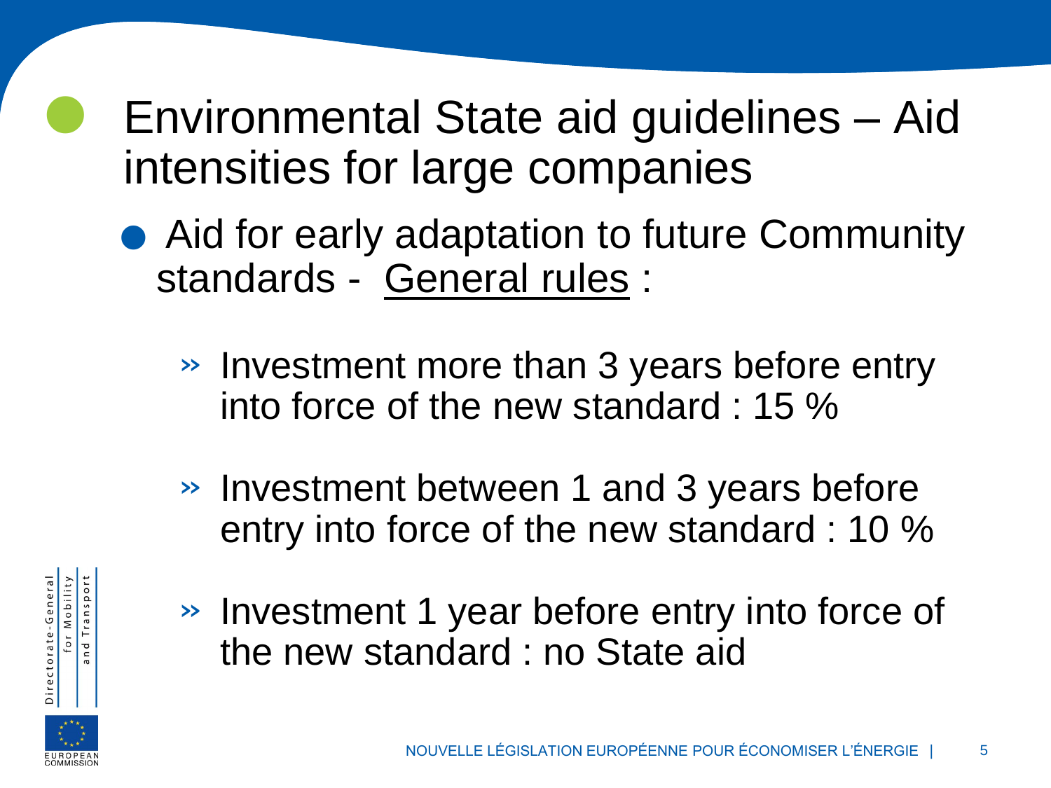# Environmental State aid guidelines – Aid intensities for large companies

- Aid for early adaptation to future Community standards - General rules :
  - Investment more than 3 years before entry into force of the new standard : 15 %
  - Investment between 1 and 3 years before entry into force of the new standard : 10 %
  - Investment 1 year before entry into force of the new standard : no State aid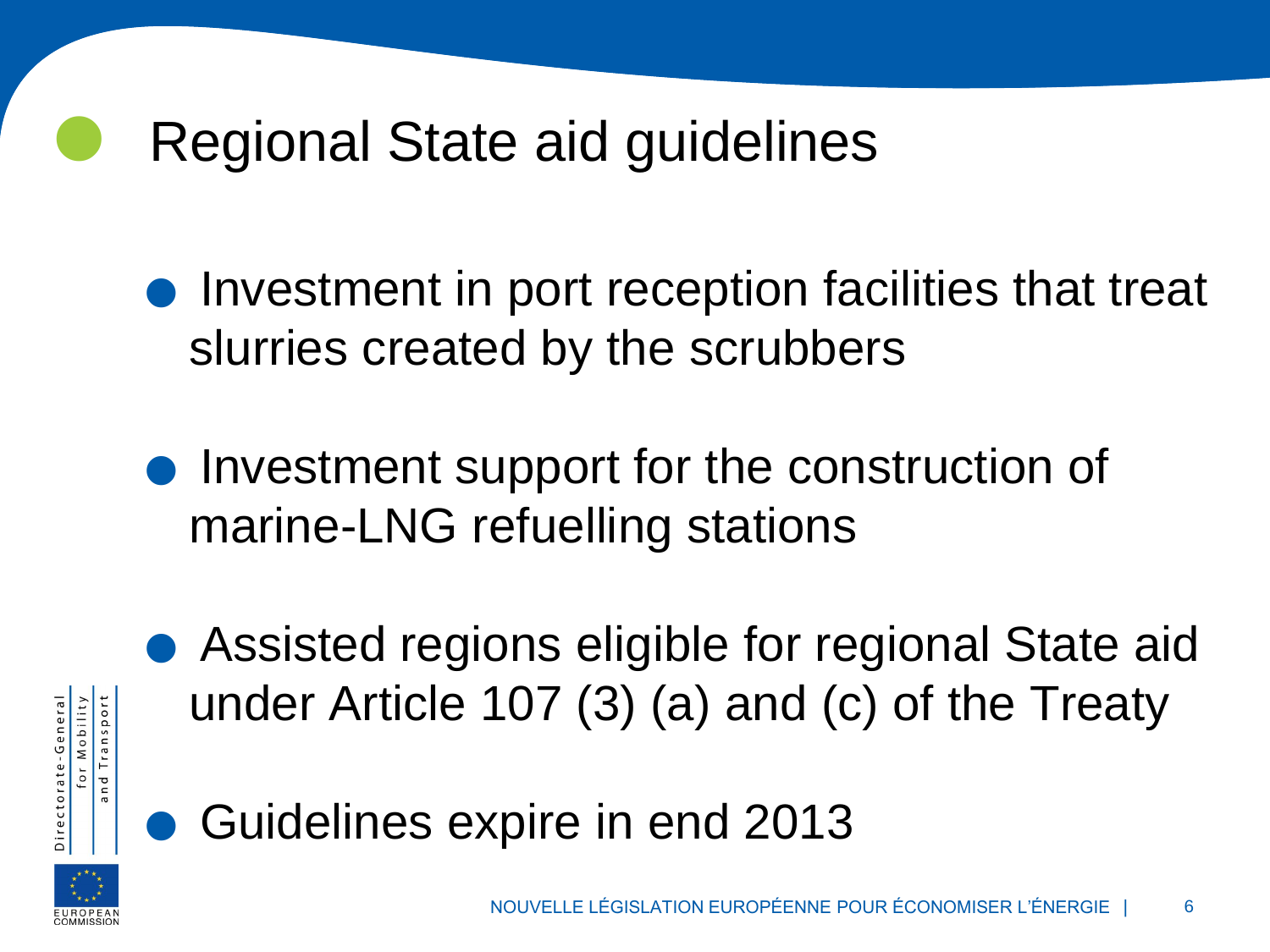# Regional State aid guidelines

- Investment in port reception facilities that treat slurries created by the scrubbers
- Investment support for the construction of marine-LNG refuelling stations
- Assisted regions eligible for regional State aid under Article 107 (3) (a) and (c) of the Treaty
- Guidelines expire in end 2013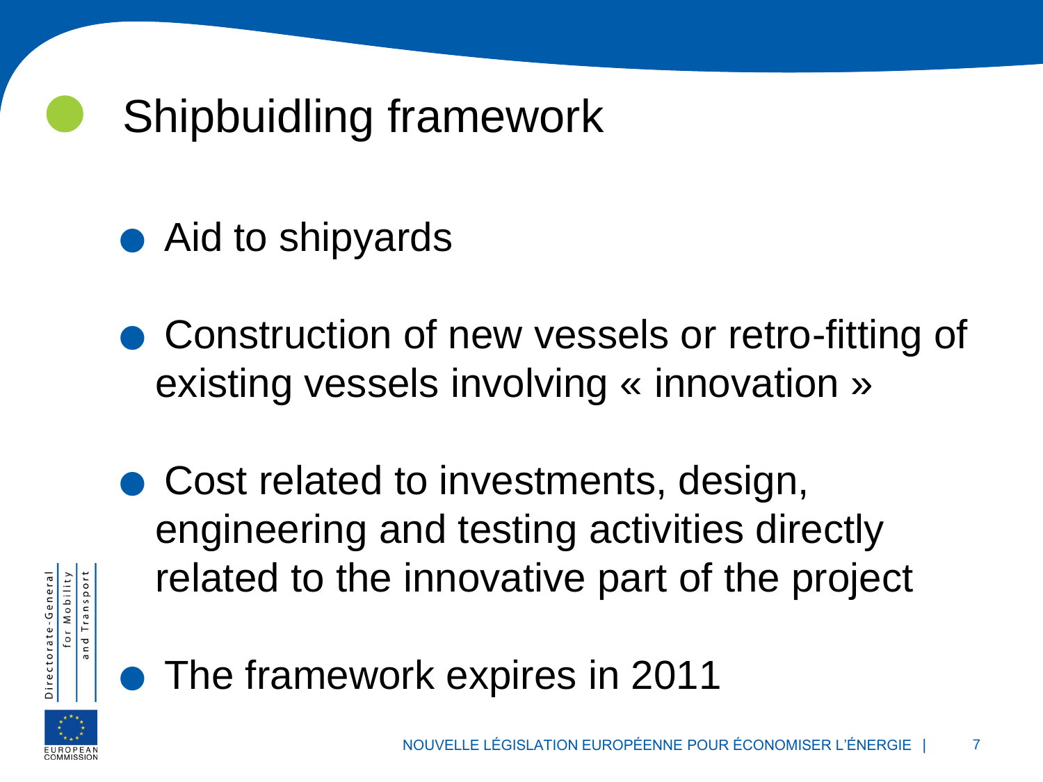# Shipbuidling framework

- Aid to shipyards
- Construction of new vessels or retro-fitting of existing vessels involving « innovation »
- Cost related to investments, design, engineering and testing activities directly related to the innovative part of the project
- The framework expires in 2011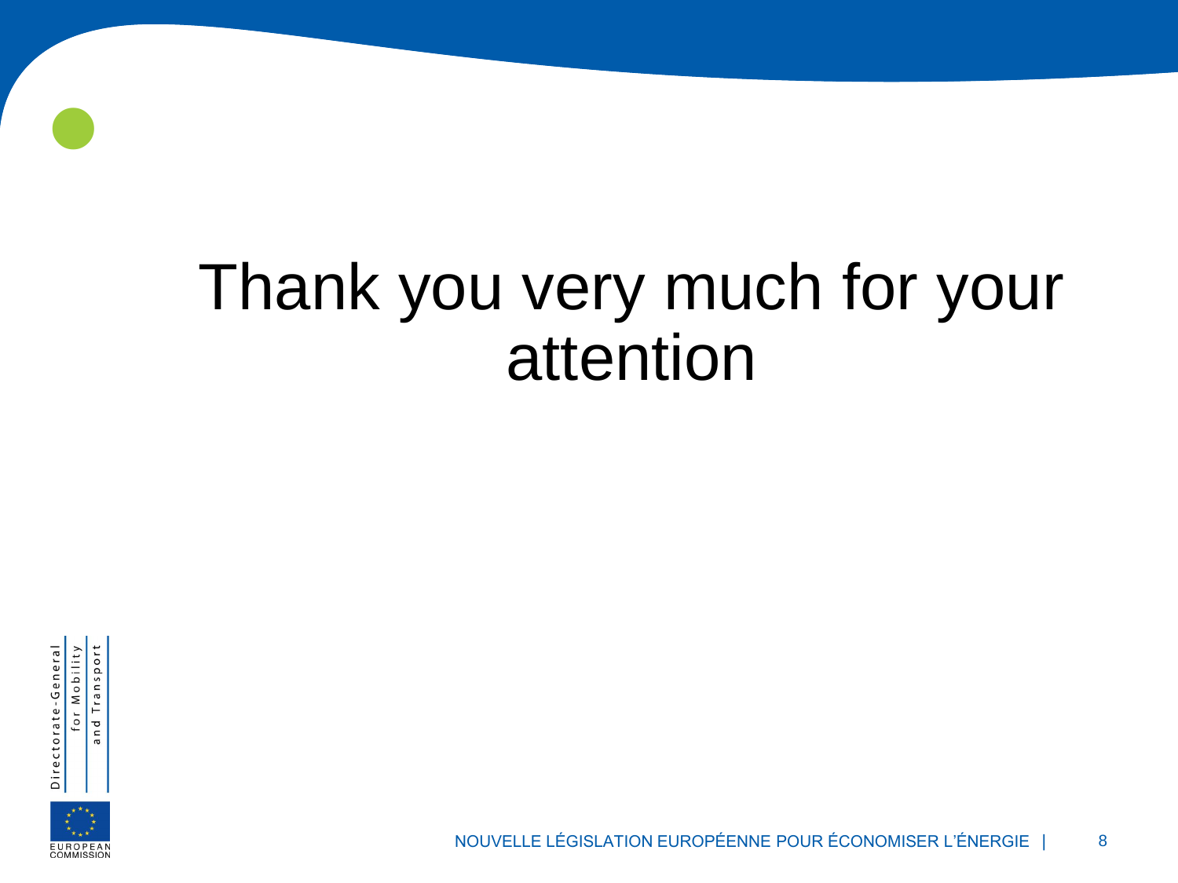# Thank you very much for your attention